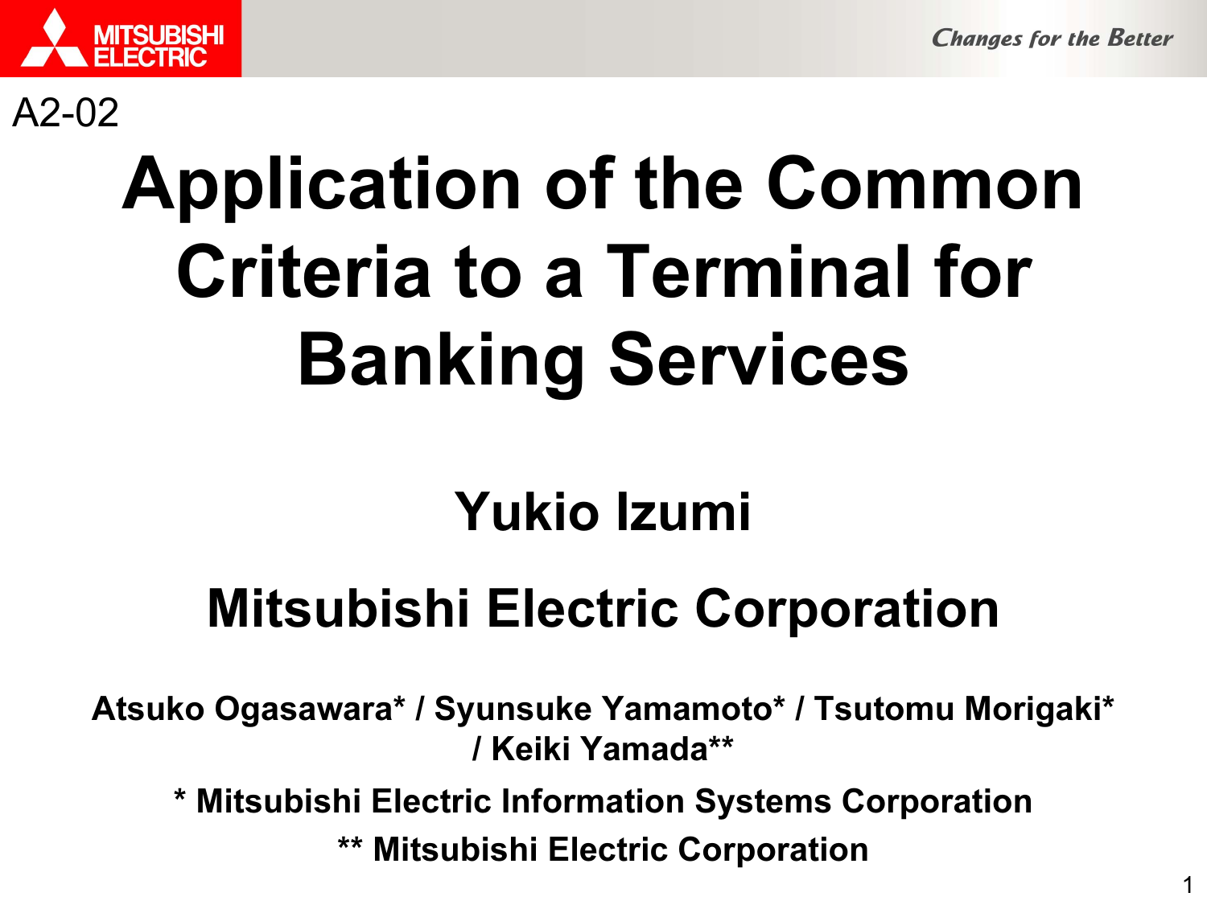A2-02

# Application of the Common Criteria to a Terminal for Banking Services

## Yukio Izumi

## Mitsubishi Electric Corporation

**Atsuko Ogasawara* / Syunsuke Yamamoto* / Tsutomu Morigaki* / Keiki Yamada****

*** Mitsubishi Electric Information Systems Corporation**

**** Mitsubishi Electric Corporation**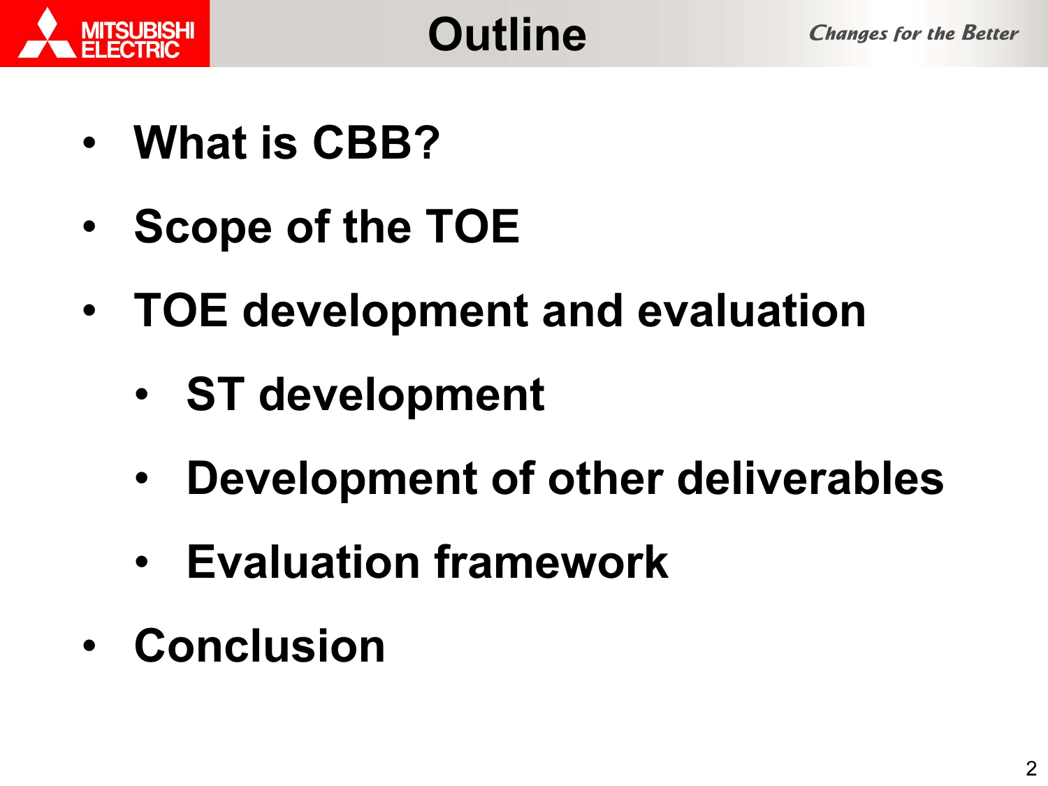# Outline

- What is CBB?
- Scope of the TOE
- TOE development and evaluation
  - ST development
  - Development of other deliverables
  - Evaluation framework
- Conclusion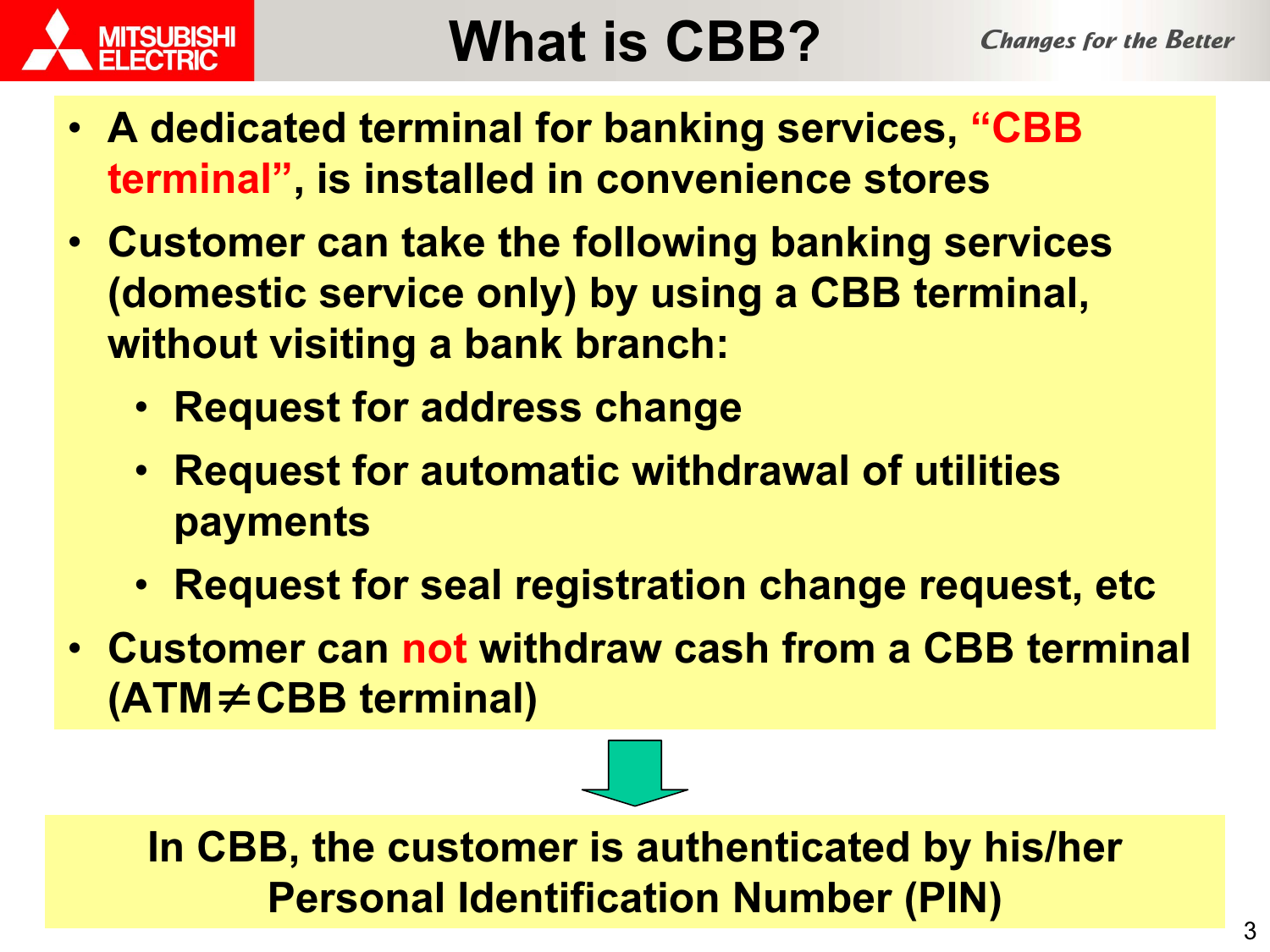# What is CBB?

- A dedicated terminal for banking services, **"CBB terminal"**, is installed in convenience stores
- Customer can take the following banking services (domestic service only) by using a CBB terminal, without visiting a bank branch:
  - Request for address change
  - Request for automatic withdrawal of utilities payments
  - Request for seal registration change request, etc
- Customer can **not** withdraw cash from a CBB terminal (ATM≠CBB terminal)

**In CBB, the customer is authenticated by his/her Personal Identification Number (PIN)**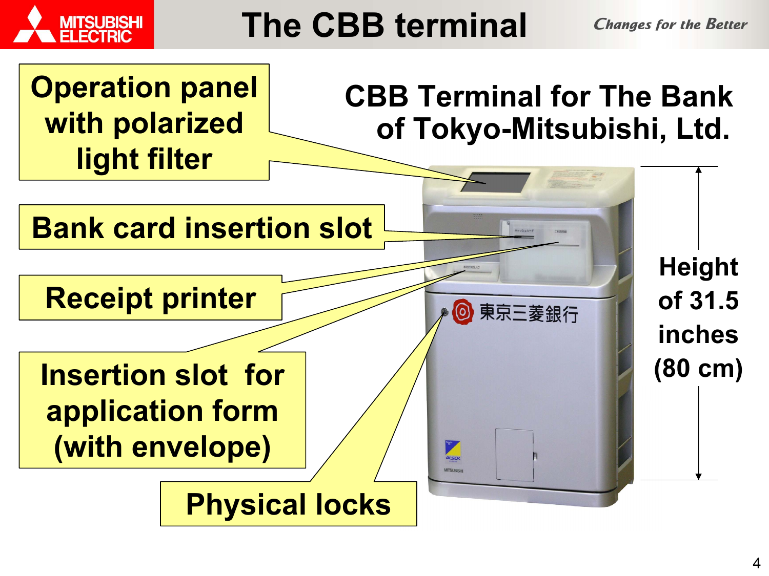# The CBB terminal

## CBB Terminal for The Bank of Tokyo-Mitsubishi, Ltd.

- Operation panel with polarized light filter
- Bank card insertion slot
- Receipt printer
- Insertion slot for application form (with envelope)
- Physical locks

Height of 31.5 inches (80 cm)

東京三菱銀行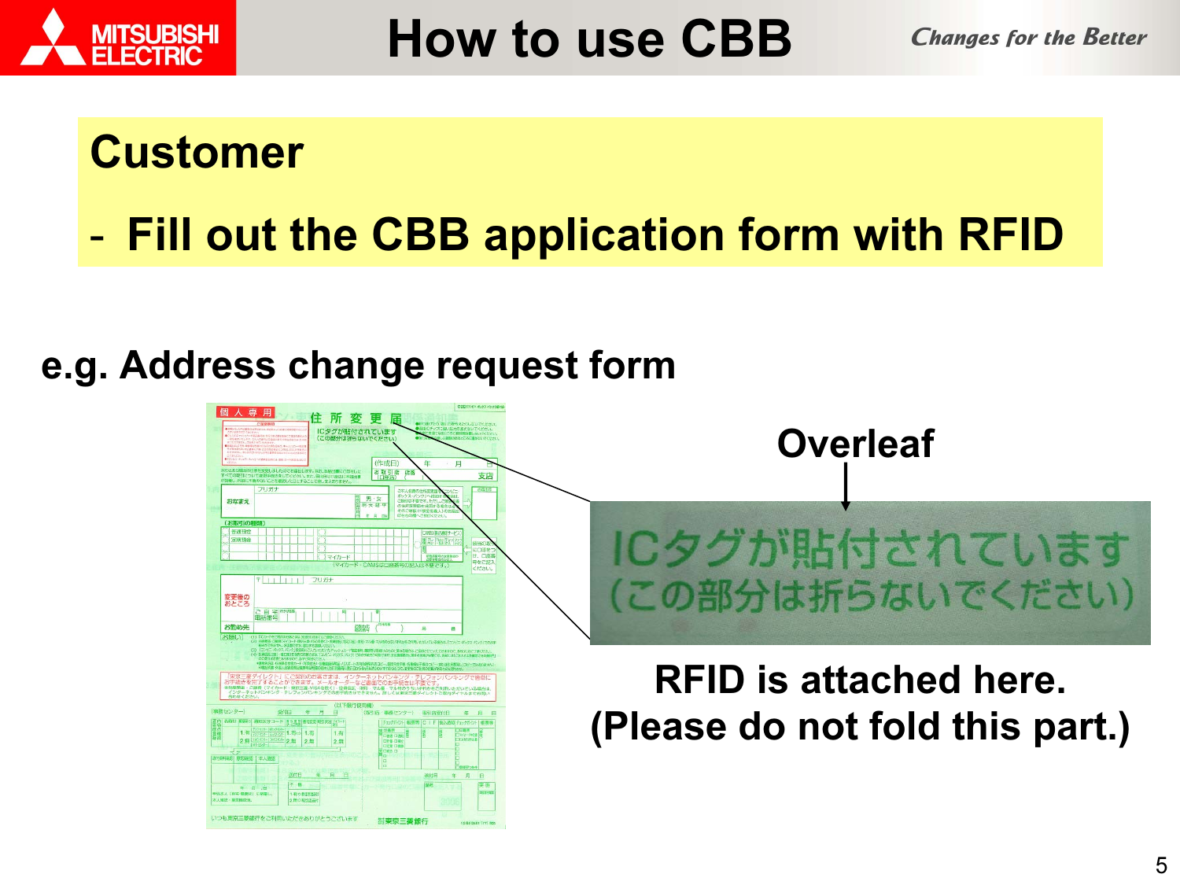# How to use CBB

## Customer

- Fill out the CBB application form with RFID

### e.g. Address change request form

Overleaf

ICタグが貼付されています
（この部分は折らないでください）

RFID is attached here.
(Please do not fold this part.)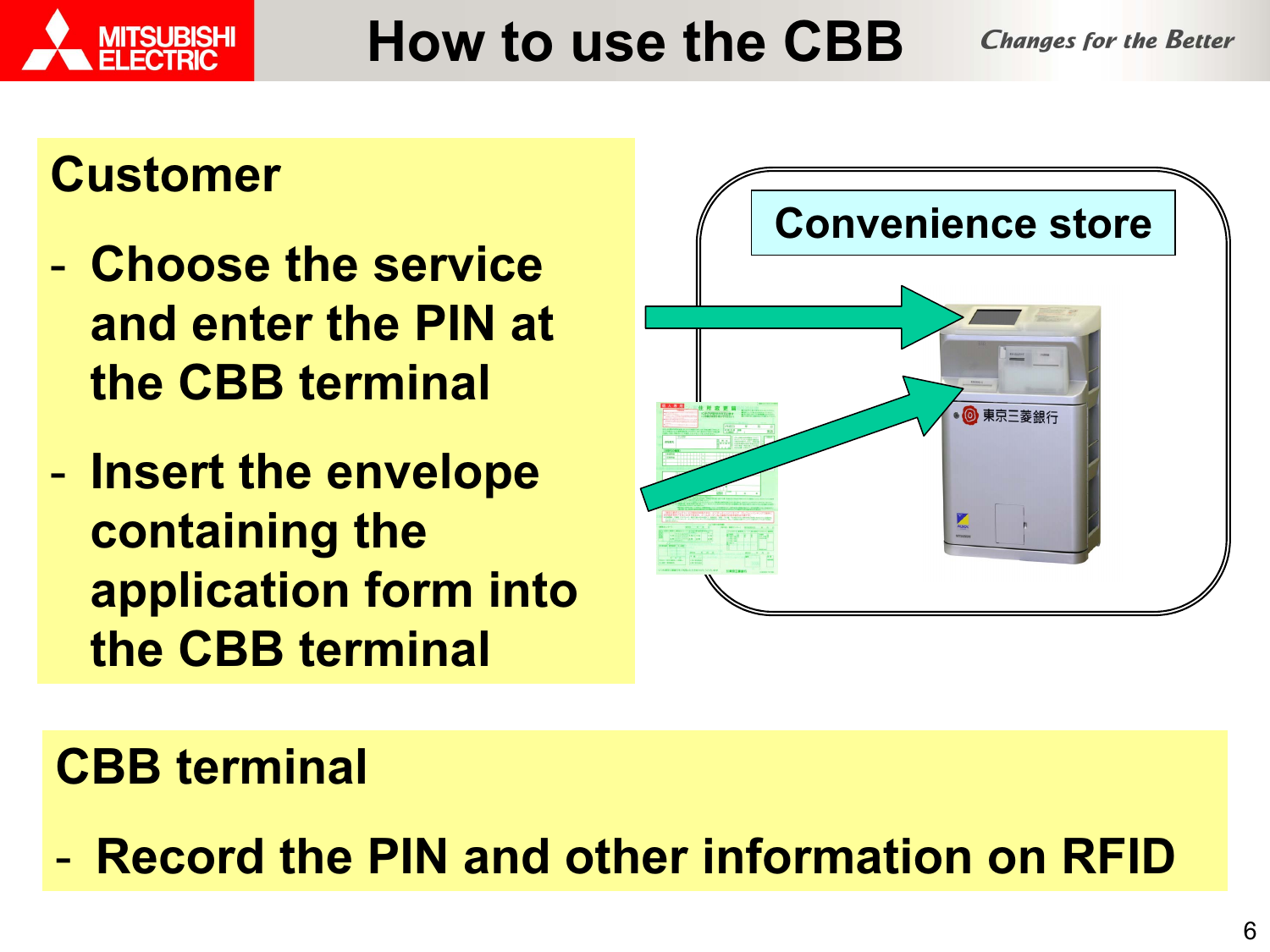# How to use the CBB

*Changes for the Better*

## Customer

- Choose the service and enter the PIN at the CBB terminal
- Insert the envelope containing the application form into the CBB terminal

Convenience store

東京三菱銀行

## CBB terminal

- Record the PIN and other information on RFID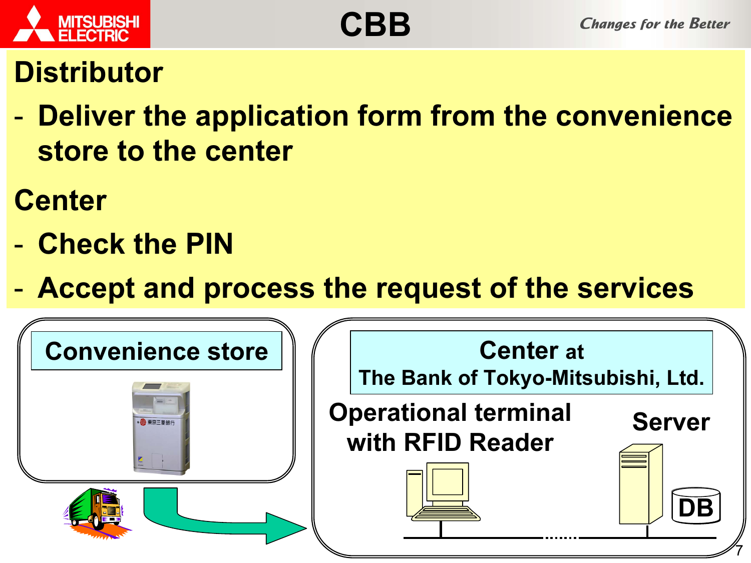# CBB

## Distributor

- Deliver the application form from the convenience store to the center

## Center

- Check the PIN
- Accept and process the request of the services

Convenience store

東京三菱銀行

Center at The Bank of Tokyo-Mitsubishi, Ltd.

Operational terminal with RFID Reader

Server

DB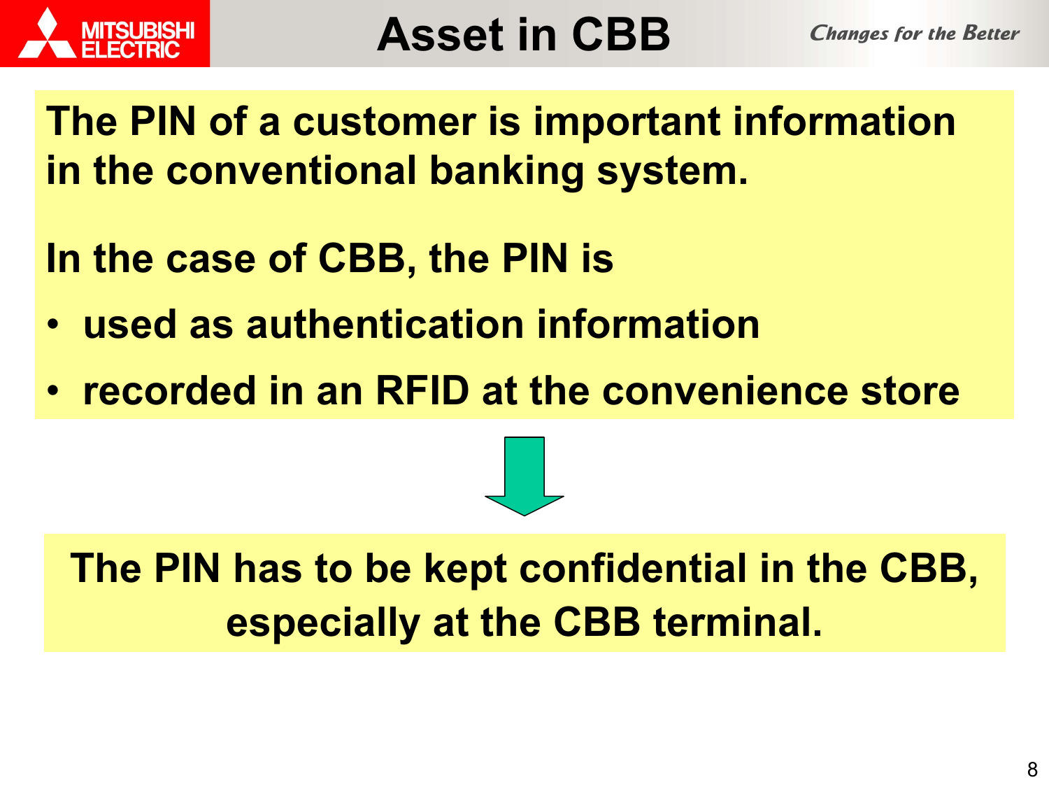# Asset in CBB

**The PIN of a customer is important information in the conventional banking system.**

**In the case of CBB, the PIN is**

- **used as authentication information**
- **recorded in an RFID at the convenience store**

**The PIN has to be kept confidential in the CBB, especially at the CBB terminal.**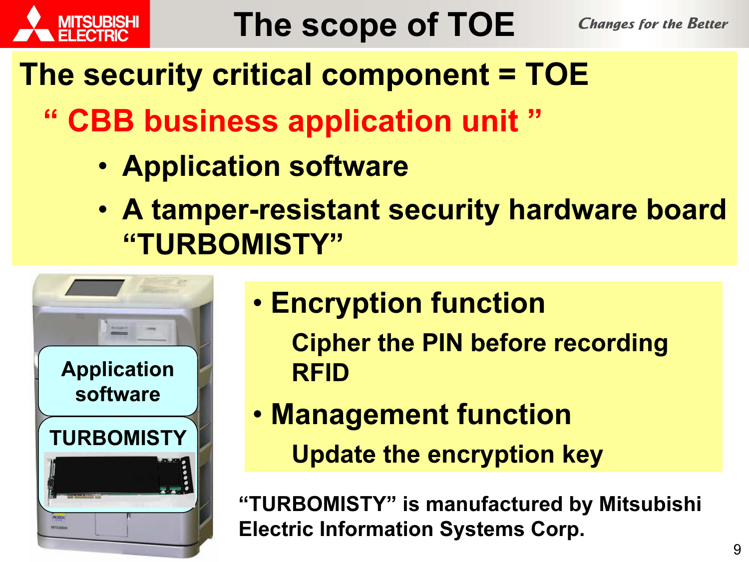# The scope of TOE

**The security critical component = TOE**

**" CBB business application unit "**

- **Application software**
- **A tamper-resistant security hardware board "TURBOMISTY"**

Application software

TURBOMISTY

- **Encryption function**

  **Cipher the PIN before recording RFID**

- **Management function**

  **Update the encryption key**

**"TURBOMISTY" is manufactured by Mitsubishi Electric Information Systems Corp.**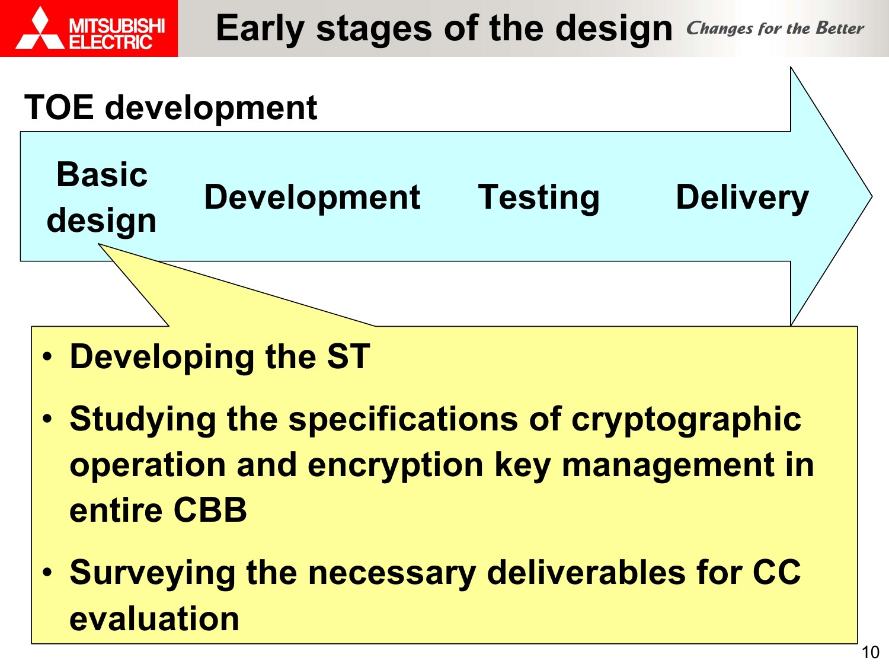# Early stages of the design

## TOE development

Basic design → Development → Testing → Delivery

- Developing the ST
- Studying the specifications of cryptographic operation and encryption key management in entire CBB
- Surveying the necessary deliverables for CC evaluation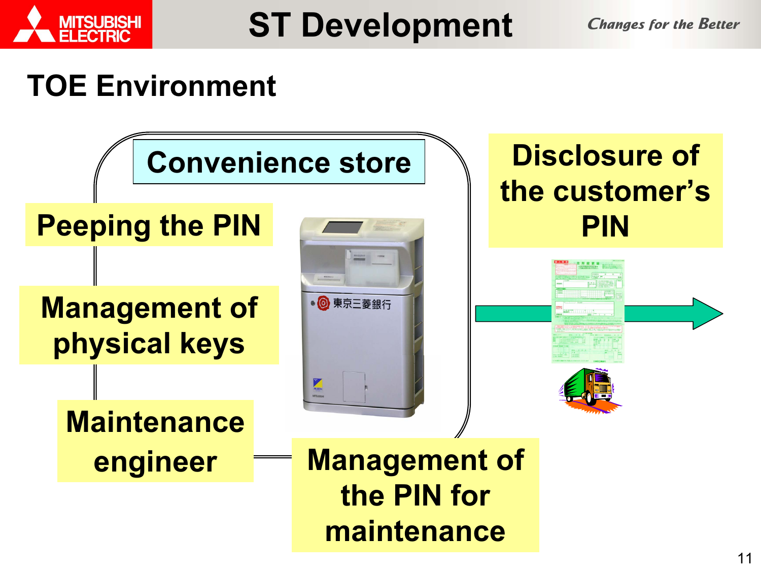## TOE Environment

Convenience store

Peeping the PIN

Management of physical keys

Maintenance engineer

Management of the PIN for maintenance

Disclosure of the customer's PIN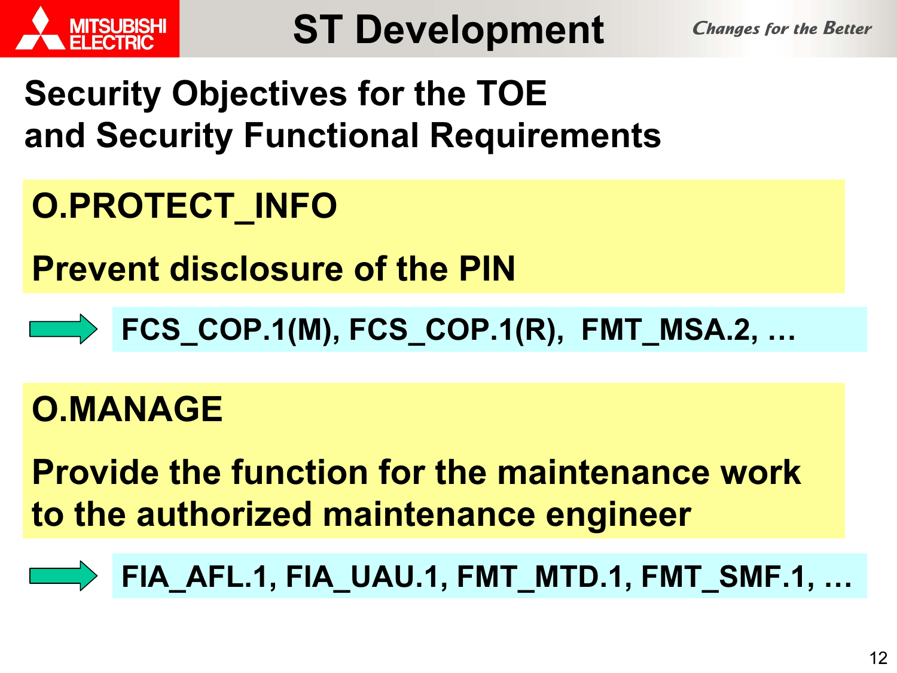# ST Development

## Security Objectives for the TOE and Security Functional Requirements

**O.PROTECT_INFO**

**Prevent disclosure of the PIN**

→ **FCS_COP.1(M), FCS_COP.1(R), FMT_MSA.2, …**

**O.MANAGE**

**Provide the function for the maintenance work to the authorized maintenance engineer**

→ **FIA_AFL.1, FIA_UAU.1, FMT_MTD.1, FMT_SMF.1, …**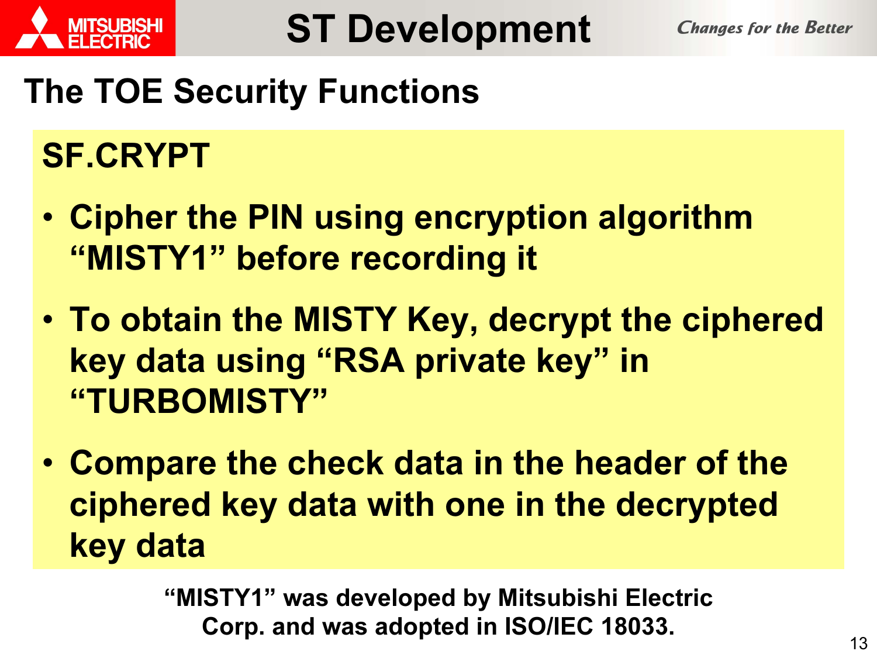# ST Development

## The TOE Security Functions

### SF.CRYPT

- Cipher the PIN using encryption algorithm "MISTY1" before recording it
- To obtain the MISTY Key, decrypt the ciphered key data using "RSA private key" in "TURBOMISTY"
- Compare the check data in the header of the ciphered key data with one in the decrypted key data

**"MISTY1" was developed by Mitsubishi Electric Corp. and was adopted in ISO/IEC 18033.**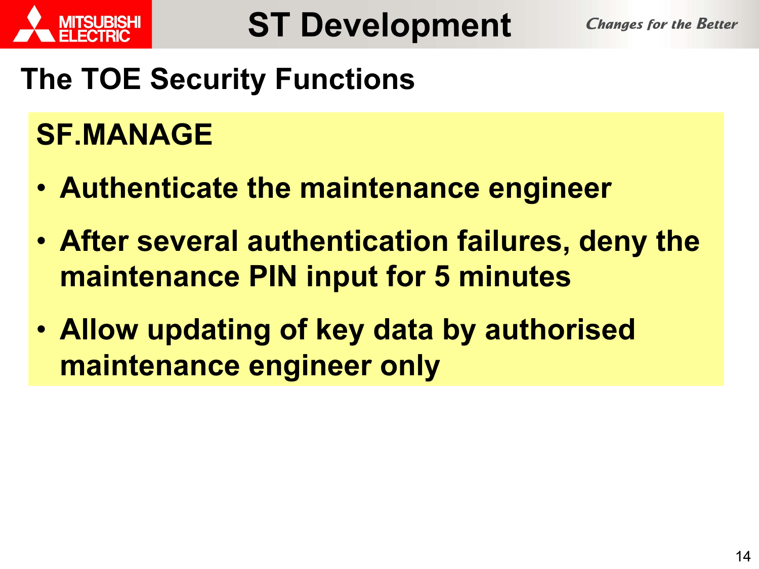# ST Development

## The TOE Security Functions

### SF.MANAGE

- **Authenticate the maintenance engineer**
- **After several authentication failures, deny the maintenance PIN input for 5 minutes**
- **Allow updating of key data by authorised maintenance engineer only**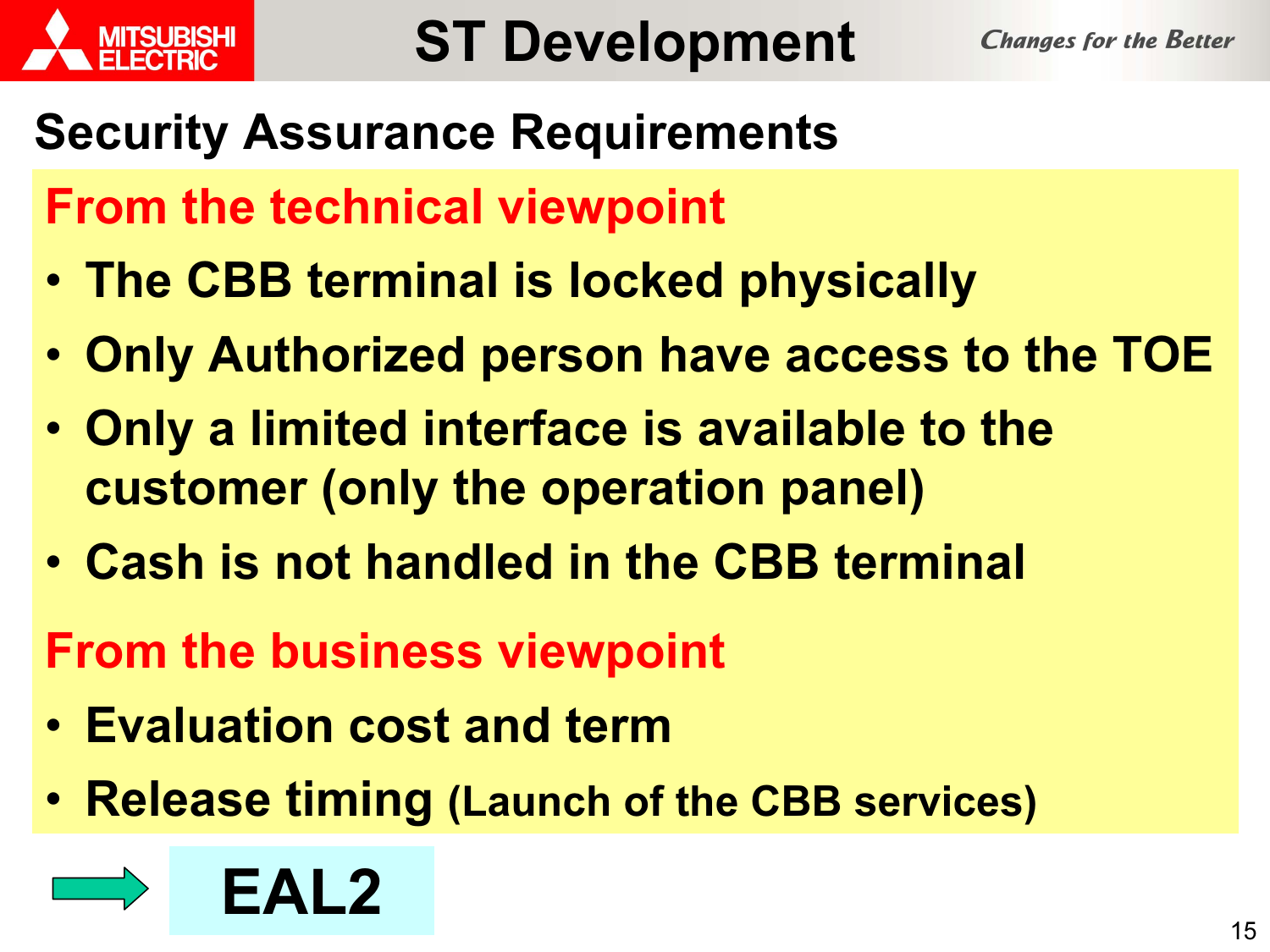# ST Development

## Security Assurance Requirements

**From the technical viewpoint**

- **The CBB terminal is locked physically**
- **Only Authorized person have access to the TOE**
- **Only a limited interface is available to the customer (only the operation panel)**
- **Cash is not handled in the CBB terminal**

**From the business viewpoint**

- **Evaluation cost and term**
- **Release timing (Launch of the CBB services)**

→ **EAL2**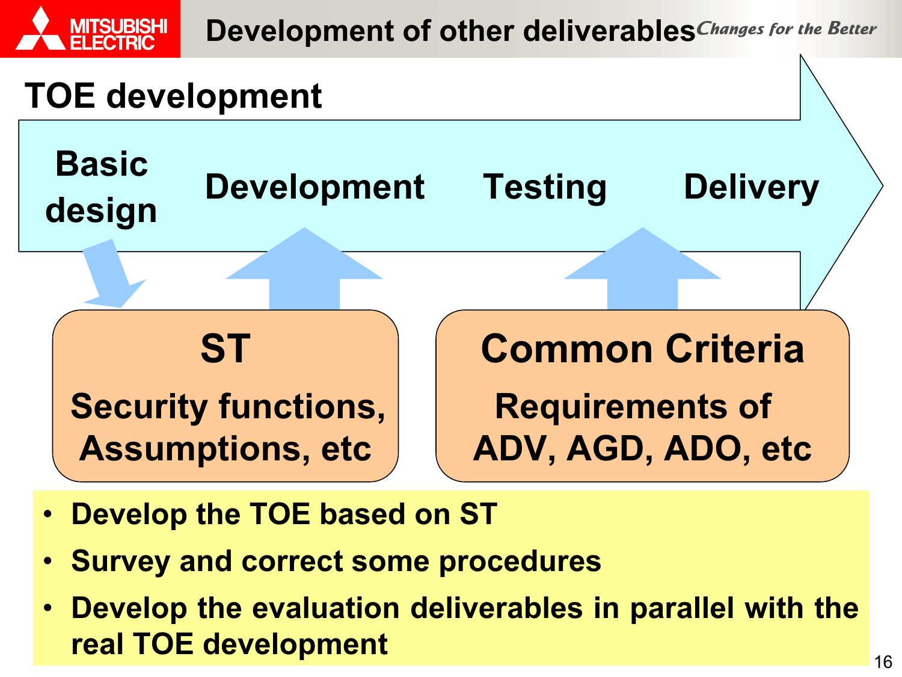# Development of other deliverables

## TOE development

Basic design → Development → Testing → Delivery

**ST**

Security functions, Assumptions, etc

**Common Criteria**

Requirements of ADV, AGD, ADO, etc

- Develop the TOE based on ST
- Survey and correct some procedures
- Develop the evaluation deliverables in parallel with the real TOE development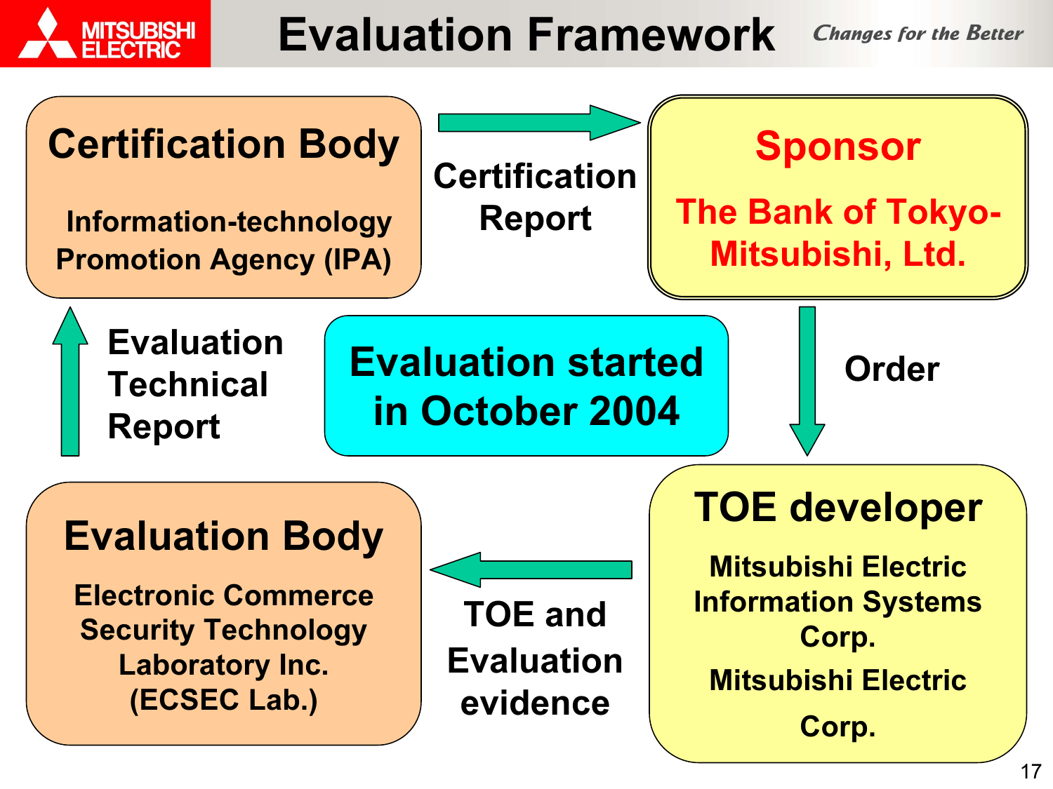# Evaluation Framework

*Changes for the Better*

**Certification Body**

Information-technology Promotion Agency (IPA)

→ Certification Report →

**Sponsor**

The Bank of Tokyo-Mitsubishi, Ltd.

↓ Order ↓

**TOE developer**

Mitsubishi Electric Information Systems Corp.

Mitsubishi Electric Corp.

← TOE and Evaluation evidence ←

**Evaluation Body**

Electronic Commerce Security Technology Laboratory Inc. (ECSEC Lab.)

↑ Evaluation Technical Report ↑

**Evaluation started in October 2004**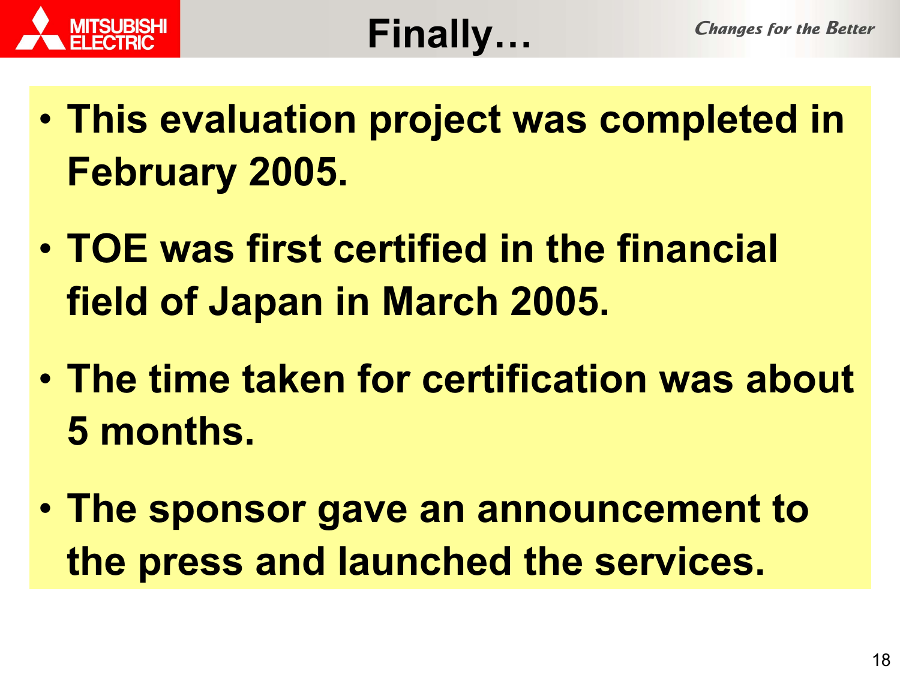# Finally…

- **This evaluation project was completed in February 2005.**
- **TOE was first certified in the financial field of Japan in March 2005.**
- **The time taken for certification was about 5 months.**
- **The sponsor gave an announcement to the press and launched the services.**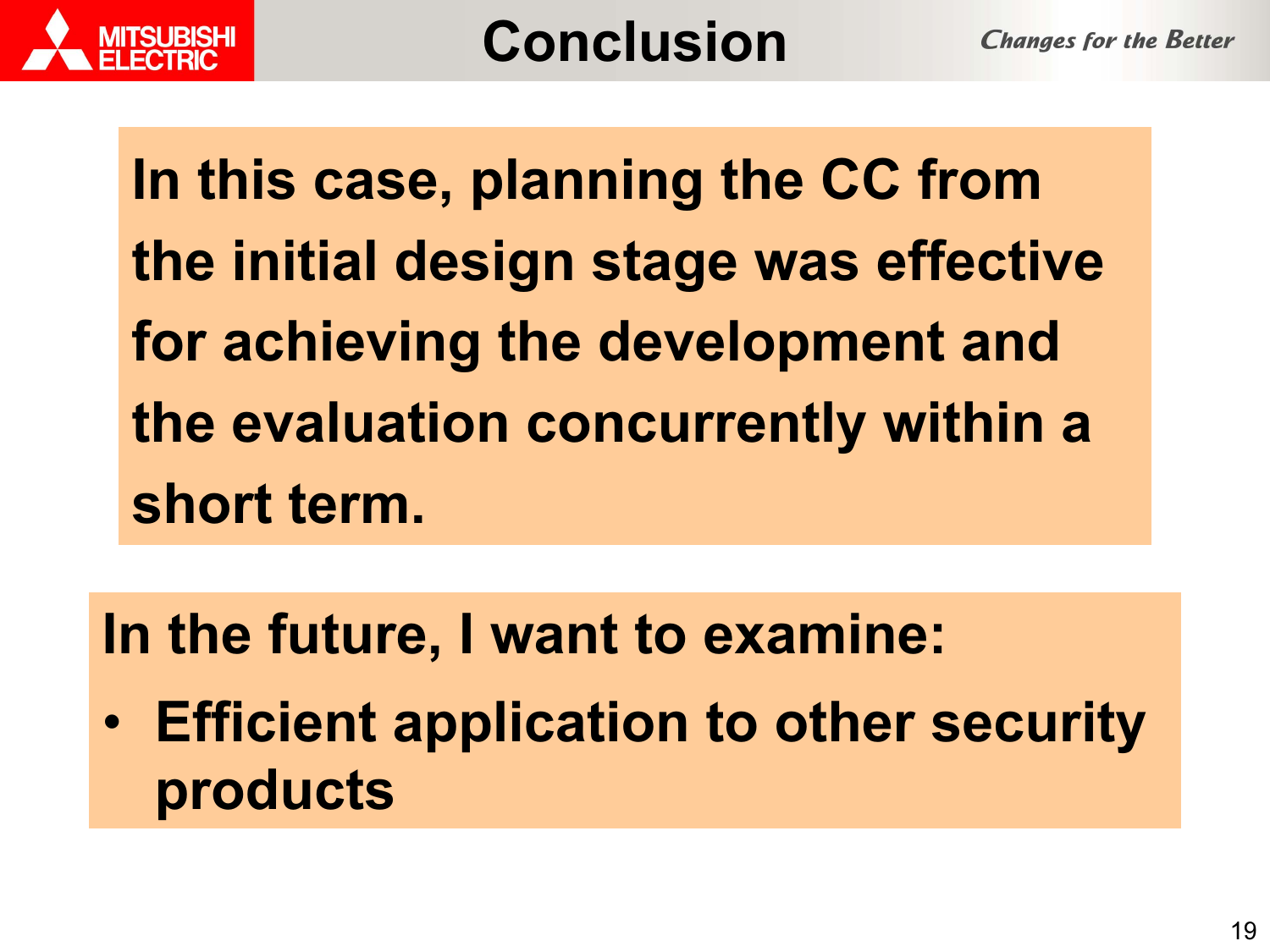# Conclusion

**In this case, planning the CC from the initial design stage was effective for achieving the development and the evaluation concurrently within a short term.**

**In the future, I want to examine:**

- **Efficient application to other security products**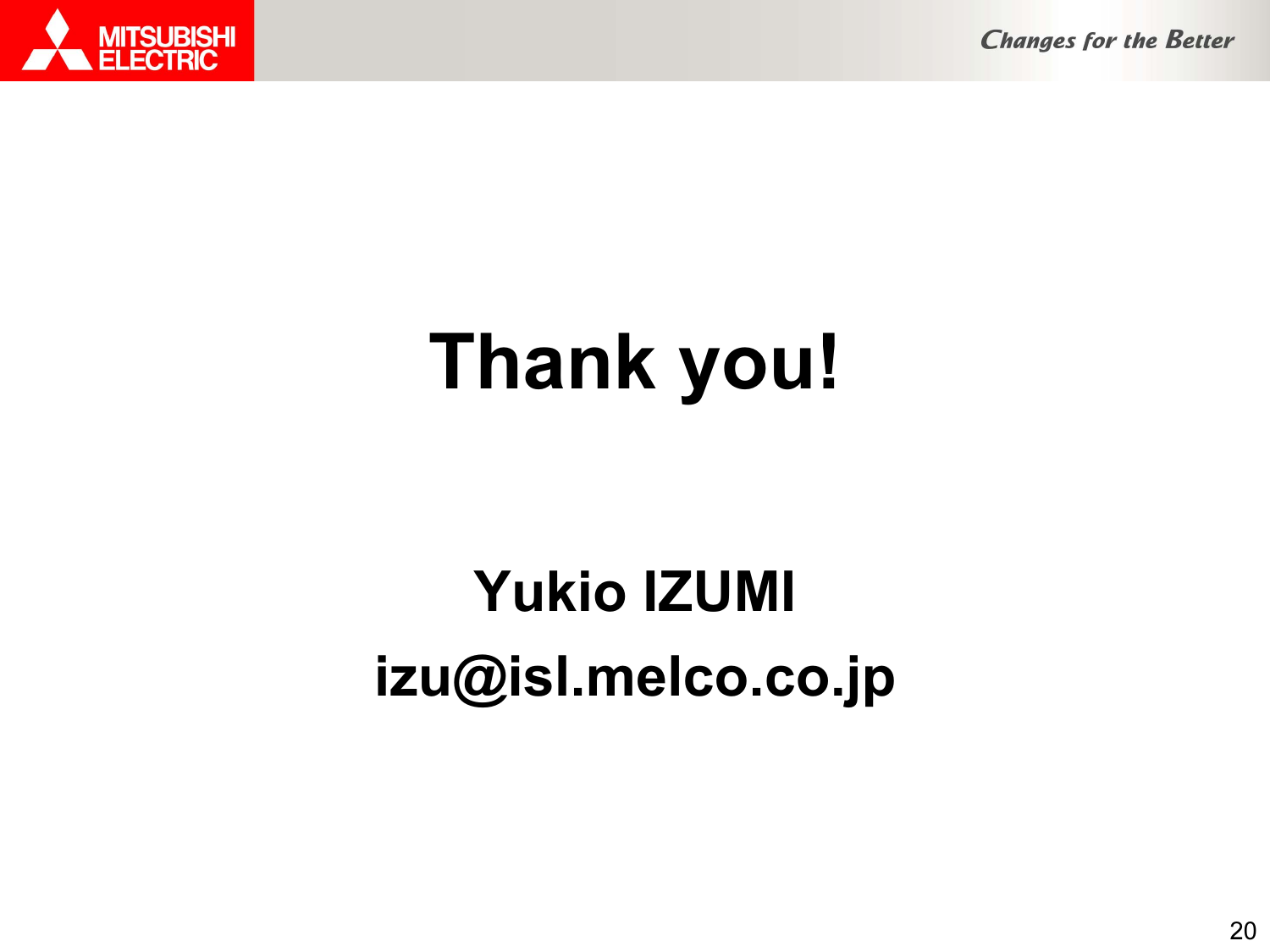# Thank you!

**Yukio IZUMI**

**izu@isl.melco.co.jp**